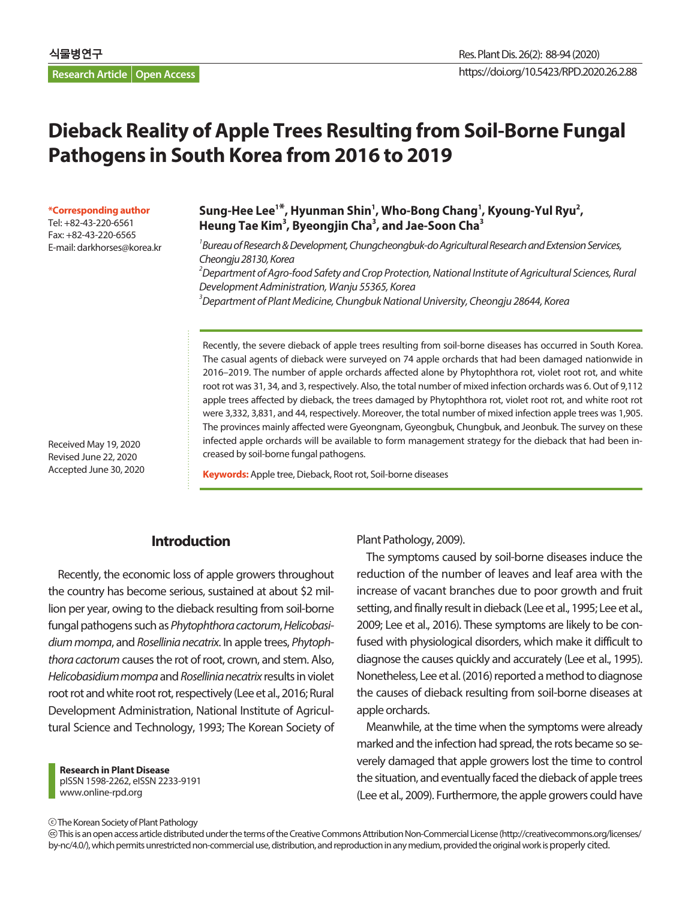# Dieback Reality of Apple Trees Resulting from Soil-Borne Fungal Pathogens in South Korea from 2016 to 2019

**Sung-Hee Lee[1*], Hyunman Shin[1], Who-Bong Chang[1], Kyoung-Yul Ryu[2], Heung Tae Kim[3], Byeongjin Cha[3], and Jae-Soon Cha[3]**

[1]*Bureau of Research & Development, Chungcheongbuk-do Agricultural Research and Extension Services, Cheongju 28130, Korea*

[2]*Department of Agro-food Safety and Crop Protection, National Institute of Agricultural Sciences, Rural Development Administration, Wanju 55365, Korea*

[3]*Department of Plant Medicine, Chungbuk National University, Cheongju 28644, Korea*

**\*Corresponding author**
Tel: +82-43-220-6561
Fax: +82-43-220-6565
E-mail: darkhorses@korea.kr

Received May 19, 2020
Revised June 22, 2020
Accepted June 30, 2020

Recently, the severe dieback of apple trees resulting from soil-borne diseases has occurred in South Korea. The casual agents of dieback were surveyed on 74 apple orchards that had been damaged nationwide in 2016–2019. The number of apple orchards affected alone by Phytophthora rot, violet root rot, and white root rot was 31, 34, and 3, respectively. Also, the total number of mixed infection orchards was 6. Out of 9,112 apple trees affected by dieback, the trees damaged by Phytophthora rot, violet root rot, and white root rot were 3,332, 3,831, and 44, respectively. Moreover, the total number of mixed infection apple trees was 1,905. The provinces mainly affected were Gyeongnam, Gyeongbuk, Chungbuk, and Jeonbuk. The survey on these infected apple orchards will be available to form management strategy for the dieback that had been increased by soil-borne fungal pathogens.

**Keywords:** Apple tree, Dieback, Root rot, Soil-borne diseases

## Introduction

Recently, the economic loss of apple growers throughout the country has become serious, sustained at about $2 million per year, owing to the dieback resulting from soil-borne fungal pathogens such as *Phytophthora cactorum*, *Helicobasidium mompa*, and *Rosellinia necatrix*. In apple trees, *Phytophthora cactorum* causes the rot of root, crown, and stem. Also, *Helicobasidium mompa* and *Rosellinia necatrix* results in violet root rot and white root rot, respectively (Lee et al., 2016; Rural Development Administration, National Institute of Agricultural Science and Technology, 1993; The Korean Society of Plant Pathology, 2009).

The symptoms caused by soil-borne diseases induce the reduction of the number of leaves and leaf area with the increase of vacant branches due to poor growth and fruit setting, and finally result in dieback (Lee et al., 1995; Lee et al., 2009; Lee et al., 2016). These symptoms are likely to be confused with physiological disorders, which make it difficult to diagnose the causes quickly and accurately (Lee et al., 1995). Nonetheless, Lee et al. (2016) reported a method to diagnose the causes of dieback resulting from soil-borne diseases at apple orchards.

Meanwhile, at the time when the symptoms were already marked and the infection had spread, the rots became so severely damaged that apple growers lost the time to control the situation, and eventually faced the dieback of apple trees (Lee et al., 2009). Furthermore, the apple growers could have

**Research in Plant Disease**
pISSN 1598-2262, eISSN 2233-9191
www.online-rpd.org

© The Korean Society of Plant Pathology
This is an open access article distributed under the terms of the Creative Commons Attribution Non-Commercial License (http://creativecommons.org/licenses/by-nc/4.0/), which permits unrestricted non-commercial use, distribution, and reproduction in any medium, provided the original work is properly cited.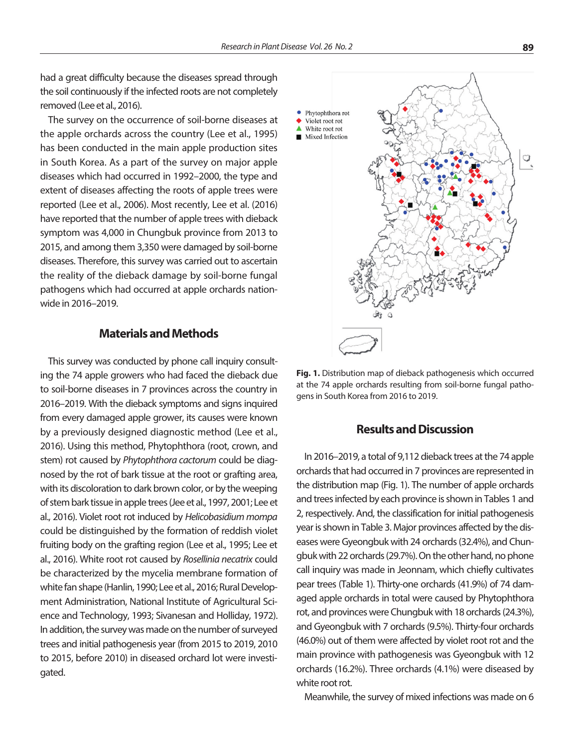had a great difficulty because the diseases spread through the soil continuously if the infected roots are not completely removed (Lee et al., 2016).

The survey on the occurrence of soil-borne diseases at the apple orchards across the country (Lee et al., 1995) has been conducted in the main apple production sites in South Korea. As a part of the survey on major apple diseases which had occurred in 1992–2000, the type and extent of diseases affecting the roots of apple trees were reported (Lee et al., 2006). Most recently, Lee et al. (2016) have reported that the number of apple trees with dieback symptom was 4,000 in Chungbuk province from 2013 to 2015, and among them 3,350 were damaged by soil-borne diseases. Therefore, this survey was carried out to ascertain the reality of the dieback damage by soil-borne fungal pathogens which had occurred at apple orchards nationwide in 2016–2019.

## Materials and Methods

This survey was conducted by phone call inquiry consulting the 74 apple growers who had faced the dieback due to soil-borne diseases in 7 provinces across the country in 2016–2019. With the dieback symptoms and signs inquired from every damaged apple grower, its causes were known by a previously designed diagnostic method (Lee et al., 2016). Using this method, Phytophthora (root, crown, and stem) rot caused by *Phytophthora cactorum* could be diagnosed by the rot of bark tissue at the root or grafting area, with its discoloration to dark brown color, or by the weeping of stem bark tissue in apple trees (Jee et al., 1997, 2001; Lee et al., 2016). Violet root rot induced by *Helicobasidium mompa* could be distinguished by the formation of reddish violet fruiting body on the grafting region (Lee et al., 1995; Lee et al., 2016). White root rot caused by *Rosellinia necatrix* could be characterized by the mycelia membrane formation of white fan shape (Hanlin, 1990; Lee et al., 2016; Rural Development Administration, National Institute of Agricultural Science and Technology, 1993; Sivanesan and Holliday, 1972). In addition, the survey was made on the number of surveyed trees and initial pathogenesis year (from 2015 to 2019, 2010 to 2015, before 2010) in diseased orchard lot were investigated.

Phytophthora rot
Violet root rot
White root rot
Mixed Infection

**Fig. 1.** Distribution map of dieback pathogenesis which occurred at the 74 apple orchards resulting from soil-borne fungal pathogens in South Korea from 2016 to 2019.

## Results and Discussion

In 2016–2019, a total of 9,112 dieback trees at the 74 apple orchards that had occurred in 7 provinces are represented in the distribution map (Fig. 1). The number of apple orchards and trees infected by each province is shown in Tables 1 and 2, respectively. And, the classification for initial pathogenesis year is shown in Table 3. Major provinces affected by the diseases were Gyeongbuk with 24 orchards (32.4%), and Chungbuk with 22 orchards (29.7%). On the other hand, no phone call inquiry was made in Jeonnam, which chiefly cultivates pear trees (Table 1). Thirty-one orchards (41.9%) of 74 damaged apple orchards in total were caused by Phytophthora rot, and provinces were Chungbuk with 18 orchards (24.3%), and Gyeongbuk with 7 orchards (9.5%). Thirty-four orchards (46.0%) out of them were affected by violet root rot and the main province with pathogenesis was Gyeongbuk with 12 orchards (16.2%). Three orchards (4.1%) were diseased by white root rot.

Meanwhile, the survey of mixed infections was made on 6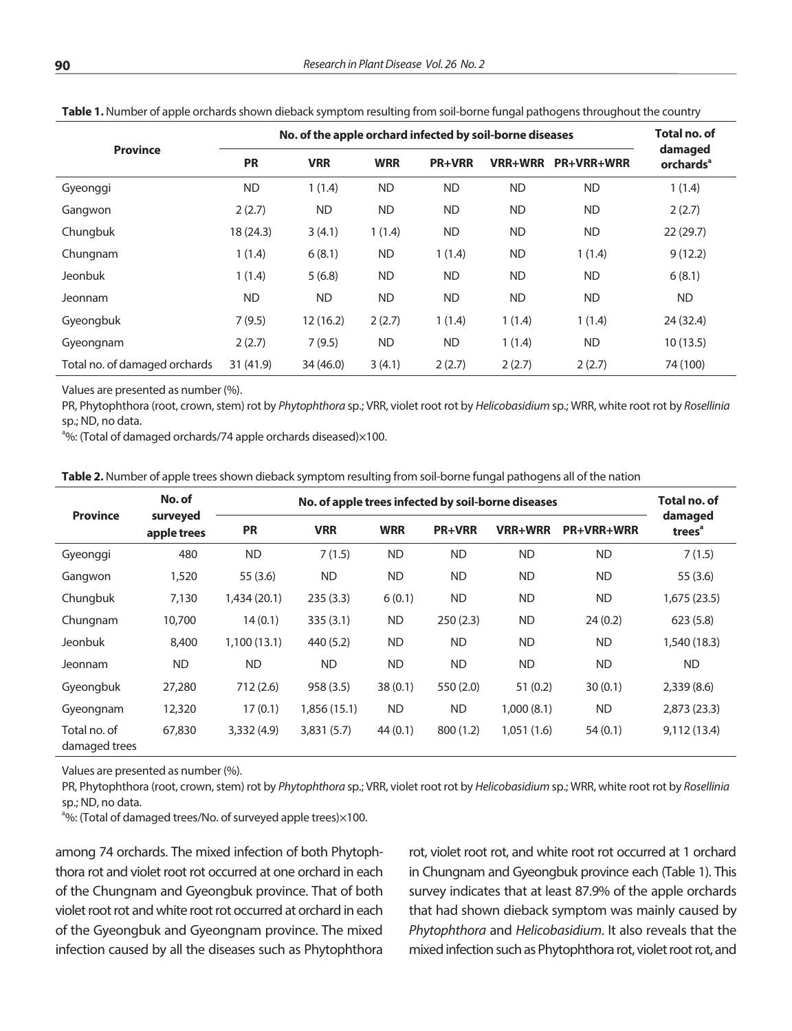**Table 1.** Number of apple orchards shown dieback symptom resulting from soil-borne fungal pathogens throughout the country

| Province | No. of the apple orchard infected by soil-borne diseases | | | | | | Total no. of damaged orchards[a] |
|---|---|---|---|---|---|---|---|
| | PR | VRR | WRR | PR+VRR | VRR+WRR | PR+VRR+WRR | |
| Gyeonggi | ND | 1 (1.4) | ND | ND | ND | ND | 1 (1.4) |
| Gangwon | 2 (2.7) | ND | ND | ND | ND | ND | 2 (2.7) |
| Chungbuk | 18 (24.3) | 3 (4.1) | 1 (1.4) | ND | ND | ND | 22 (29.7) |
| Chungnam | 1 (1.4) | 6 (8.1) | ND | 1 (1.4) | ND | 1 (1.4) | 9 (12.2) |
| Jeonbuk | 1 (1.4) | 5 (6.8) | ND | ND | ND | ND | 6 (8.1) |
| Jeonnam | ND | ND | ND | ND | ND | ND | ND |
| Gyeongbuk | 7 (9.5) | 12 (16.2) | 2 (2.7) | 1 (1.4) | 1 (1.4) | 1 (1.4) | 24 (32.4) |
| Gyeongnam | 2 (2.7) | 7 (9.5) | ND | ND | 1 (1.4) | ND | 10 (13.5) |
| Total no. of damaged orchards | 31 (41.9) | 34 (46.0) | 3 (4.1) | 2 (2.7) | 2 (2.7) | 2 (2.7) | 74 (100) |

Values are presented as number (%).

PR, Phytophthora (root, crown, stem) rot by *Phytophthora* sp.; VRR, violet root rot by *Helicobasidium* sp.; WRR, white root rot by *Rosellinia* sp.; ND, no data.

[a]%: (Total of damaged orchards/74 apple orchards diseased)×100.

**Table 2.** Number of apple trees shown dieback symptom resulting from soil-borne fungal pathogens all of the nation

| Province | No. of surveyed apple trees | No. of apple trees infected by soil-borne diseases | | | | | | Total no. of damaged trees[a] |
|---|---|---|---|---|---|---|---|---|
| | | PR | VRR | WRR | PR+VRR | VRR+WRR | PR+VRR+WRR | |
| Gyeonggi | 480 | ND | 7 (1.5) | ND | ND | ND | ND | 7 (1.5) |
| Gangwon | 1,520 | 55 (3.6) | ND | ND | ND | ND | ND | 55 (3.6) |
| Chungbuk | 7,130 | 1,434 (20.1) | 235 (3.3) | 6 (0.1) | ND | ND | ND | 1,675 (23.5) |
| Chungnam | 10,700 | 14 (0.1) | 335 (3.1) | ND | 250 (2.3) | ND | 24 (0.2) | 623 (5.8) |
| Jeonbuk | 8,400 | 1,100 (13.1) | 440 (5.2) | ND | ND | ND | ND | 1,540 (18.3) |
| Jeonnam | ND | ND | ND | ND | ND | ND | ND | ND |
| Gyeongbuk | 27,280 | 712 (2.6) | 958 (3.5) | 38 (0.1) | 550 (2.0) | 51 (0.2) | 30 (0.1) | 2,339 (8.6) |
| Gyeongnam | 12,320 | 17 (0.1) | 1,856 (15.1) | ND | ND | 1,000 (8.1) | ND | 2,873 (23.3) |
| Total no. of damaged trees | 67,830 | 3,332 (4.9) | 3,831 (5.7) | 44 (0.1) | 800 (1.2) | 1,051 (1.6) | 54 (0.1) | 9,112 (13.4) |

Values are presented as number (%).

PR, Phytophthora (root, crown, stem) rot by *Phytophthora* sp.; VRR, violet root rot by *Helicobasidium* sp.; WRR, white root rot by *Rosellinia* sp.; ND, no data.

[a]%: (Total of damaged trees/No. of surveyed apple trees)×100.

among 74 orchards. The mixed infection of both Phytophthora rot and violet root rot occurred at one orchard in each of the Chungnam and Gyeongbuk province. That of both violet root rot and white root rot occurred at orchard in each of the Gyeongbuk and Gyeongnam province. The mixed infection caused by all the diseases such as Phytophthora rot, violet root rot, and white root rot occurred at 1 orchard in Chungnam and Gyeongbuk province each (Table 1). This survey indicates that at least 87.9% of the apple orchards that had shown dieback symptom was mainly caused by *Phytophthora* and *Helicobasidium*. It also reveals that the mixed infection such as Phytophthora rot, violet root rot, and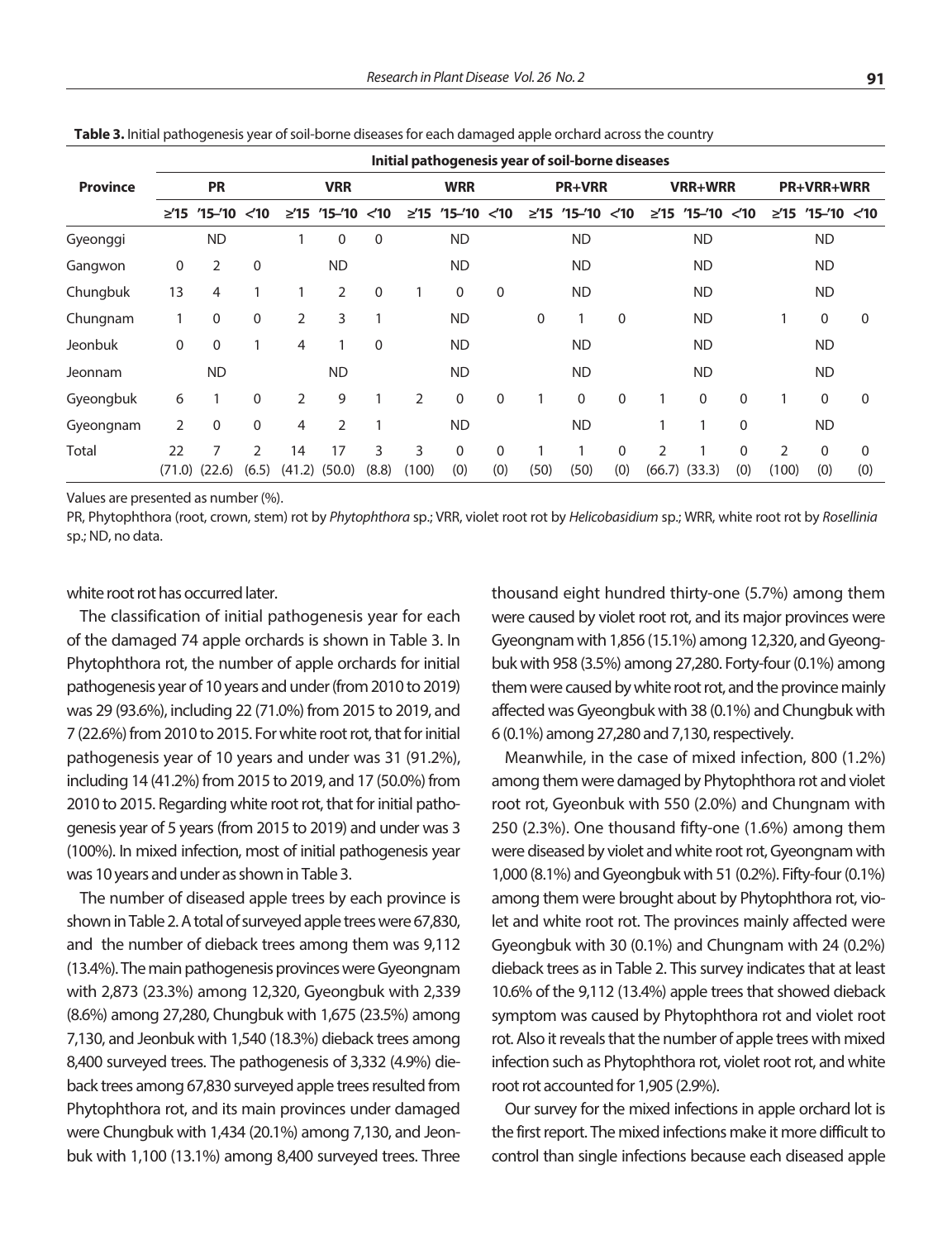**Table 3.** Initial pathogenesis year of soil-borne diseases for each damaged apple orchard across the country

| Province | Initial pathogenesis year of soil-borne diseases | | | | | | | | | | | | | | | | | |
|---|---|---|---|---|---|---|---|---|---|---|---|---|---|---|---|---|---|---|
| | PR | | | VRR | | | WRR | | | PR+VRR | | | VRR+WRR | | | PR+VRR+WRR | | |
| | ≥'15 | '15–'10 | <'10 | ≥'15 | '15–'10 | <'10 | ≥'15 | '15–'10 | <'10 | ≥'15 | '15–'10 | <'10 | ≥'15 | '15–'10 | <'10 | ≥'15 | '15–'10 | <'10 |
| Gyeonggi | | ND | | 1 | 0 | 0 | | ND | | | ND | | | ND | | | ND | |
| Gangwon | 0 | 2 | 0 | | ND | | | ND | | | ND | | | ND | | | ND | |
| Chungbuk | 13 | 4 | 1 | 1 | 2 | 0 | 1 | 0 | 0 | | ND | | | ND | | | ND | |
| Chungnam | 1 | 0 | 0 | 2 | 3 | 1 | | ND | | 0 | 1 | 0 | | ND | | 1 | 0 | 0 |
| Jeonbuk | 0 | 0 | 1 | 4 | 1 | 0 | | ND | | | ND | | | ND | | | ND | |
| Jeonnam | | ND | | | ND | | | ND | | | ND | | | ND | | | ND | |
| Gyeongbuk | 6 | 1 | 0 | 2 | 9 | 1 | 2 | 0 | 0 | 1 | 0 | 0 | 1 | 0 | 0 | 1 | 0 | 0 |
| Gyeongnam | 2 | 0 | 0 | 4 | 2 | 1 | | ND | | | ND | | 1 | 1 | 0 | | ND | |
| Total | 22 (71.0) | 7 (22.6) | 2 (6.5) | 14 (41.2) | 17 (50.0) | 3 (8.8) | 3 (100) | 0 (0) | 0 (0) | 1 (50) | 1 (50) | 0 (0) | 2 (66.7) | 1 (33.3) | 0 (0) | 2 (100) | 0 (0) | 0 (0) |

Values are presented as number (%).

PR, Phytophthora (root, crown, stem) rot by *Phytophthora* sp.; VRR, violet root rot by *Helicobasidium* sp.; WRR, white root rot by *Rosellinia* sp.; ND, no data.

white root rot has occurred later.

The classification of initial pathogenesis year for each of the damaged 74 apple orchards is shown in Table 3. In Phytophthora rot, the number of apple orchards for initial pathogenesis year of 10 years and under (from 2010 to 2019) was 29 (93.6%), including 22 (71.0%) from 2015 to 2019, and 7 (22.6%) from 2010 to 2015. For white root rot, that for initial pathogenesis year of 10 years and under was 31 (91.2%), including 14 (41.2%) from 2015 to 2019, and 17 (50.0%) from 2010 to 2015. Regarding white root rot, that for initial pathogenesis year of 5 years (from 2015 to 2019) and under was 3 (100%). In mixed infection, most of initial pathogenesis year was 10 years and under as shown in Table 3.

The number of diseased apple trees by each province is shown in Table 2. A total of surveyed apple trees were 67,830, and the number of dieback trees among them was 9,112 (13.4%). The main pathogenesis provinces were Gyeongnam with 2,873 (23.3%) among 12,320, Gyeongbuk with 2,339 (8.6%) among 27,280, Chungbuk with 1,675 (23.5%) among 7,130, and Jeonbuk with 1,540 (18.3%) dieback trees among 8,400 surveyed trees. The pathogenesis of 3,332 (4.9%) dieback trees among 67,830 surveyed apple trees resulted from Phytophthora rot, and its main provinces under damaged were Chungbuk with 1,434 (20.1%) among 7,130, and Jeonbuk with 1,100 (13.1%) among 8,400 surveyed trees. Three thousand eight hundred thirty-one (5.7%) among them were caused by violet root rot, and its major provinces were Gyeongnam with 1,856 (15.1%) among 12,320, and Gyeongbuk with 958 (3.5%) among 27,280. Forty-four (0.1%) among them were caused by white root rot, and the province mainly affected was Gyeongbuk with 38 (0.1%) and Chungbuk with 6 (0.1%) among 27,280 and 7,130, respectively.

Meanwhile, in the case of mixed infection, 800 (1.2%) among them were damaged by Phytophthora rot and violet root rot, Gyeonbuk with 550 (2.0%) and Chungnam with 250 (2.3%). One thousand fifty-one (1.6%) among them were diseased by violet and white root rot, Gyeongnam with 1,000 (8.1%) and Gyeongbuk with 51 (0.2%). Fifty-four (0.1%) among them were brought about by Phytophthora rot, violet and white root rot. The provinces mainly affected were Gyeongbuk with 30 (0.1%) and Chungnam with 24 (0.2%) dieback trees as in Table 2. This survey indicates that at least 10.6% of the 9,112 (13.4%) apple trees that showed dieback symptom was caused by Phytophthora rot and violet root rot. Also it reveals that the number of apple trees with mixed infection such as Phytophthora rot, violet root rot, and white root rot accounted for 1,905 (2.9%).

Our survey for the mixed infections in apple orchard lot is the first report. The mixed infections make it more difficult to control than single infections because each diseased apple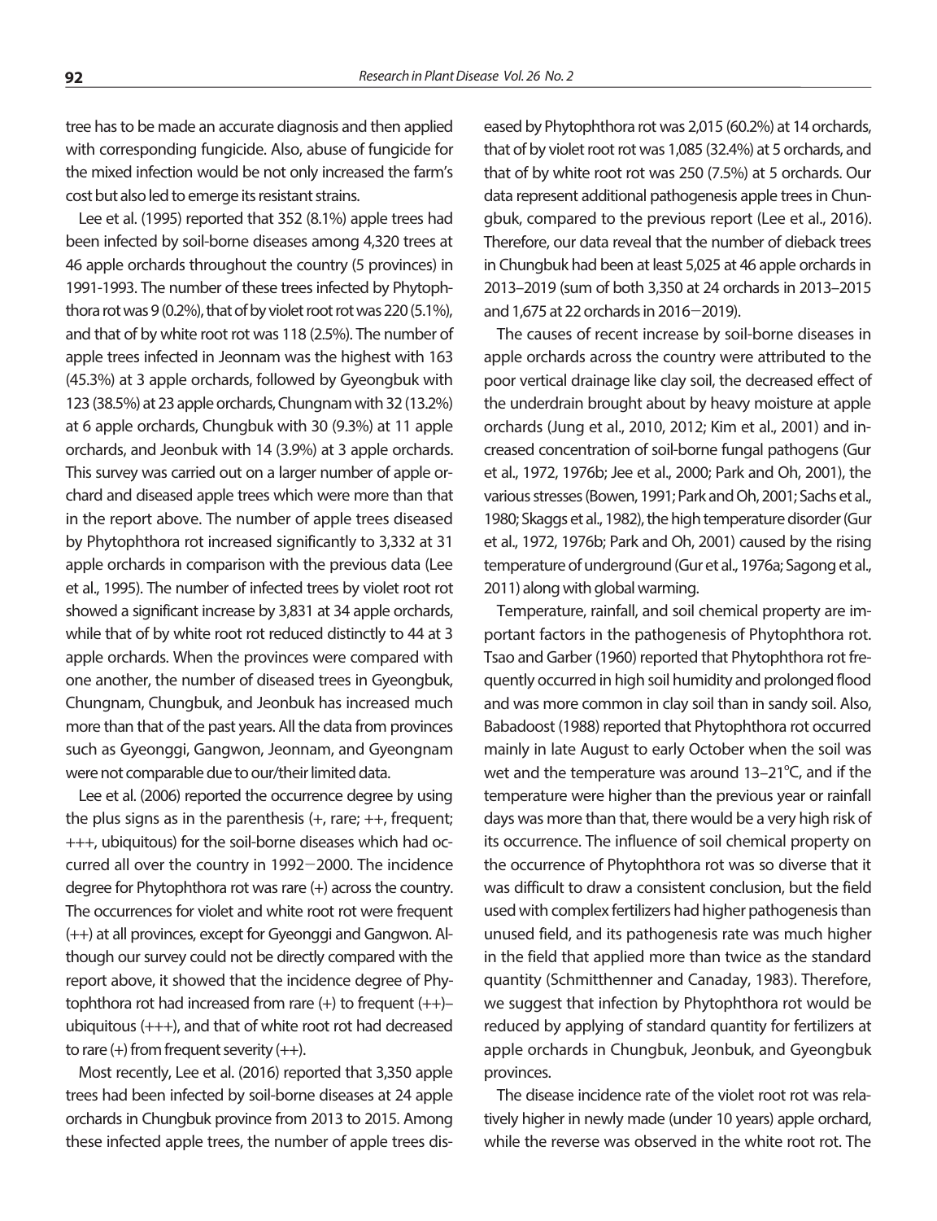tree has to be made an accurate diagnosis and then applied with corresponding fungicide. Also, abuse of fungicide for the mixed infection would be not only increased the farm's cost but also led to emerge its resistant strains.

Lee et al. (1995) reported that 352 (8.1%) apple trees had been infected by soil-borne diseases among 4,320 trees at 46 apple orchards throughout the country (5 provinces) in 1991-1993. The number of these trees infected by Phytophthora rot was 9 (0.2%), that of by violet root rot was 220 (5.1%), and that of by white root rot was 118 (2.5%). The number of apple trees infected in Jeonnam was the highest with 163 (45.3%) at 3 apple orchards, followed by Gyeongbuk with 123 (38.5%) at 23 apple orchards, Chungnam with 32 (13.2%) at 6 apple orchards, Chungbuk with 30 (9.3%) at 11 apple orchards, and Jeonbuk with 14 (3.9%) at 3 apple orchards. This survey was carried out on a larger number of apple orchard and diseased apple trees which were more than that in the report above. The number of apple trees diseased by Phytophthora rot increased significantly to 3,332 at 31 apple orchards in comparison with the previous data (Lee et al., 1995). The number of infected trees by violet root rot showed a significant increase by 3,831 at 34 apple orchards, while that of by white root rot reduced distinctly to 44 at 3 apple orchards. When the provinces were compared with one another, the number of diseased trees in Gyeongbuk, Chungnam, Chungbuk, and Jeonbuk has increased much more than that of the past years. All the data from provinces such as Gyeonggi, Gangwon, Jeonnam, and Gyeongnam were not comparable due to our/their limited data.

Lee et al. (2006) reported the occurrence degree by using the plus signs as in the parenthesis (+, rare; ++, frequent; +++, ubiquitous) for the soil-borne diseases which had occurred all over the country in 1992−2000. The incidence degree for Phytophthora rot was rare (+) across the country. The occurrences for violet and white root rot were frequent (++) at all provinces, except for Gyeonggi and Gangwon. Although our survey could not be directly compared with the report above, it showed that the incidence degree of Phytophthora rot had increased from rare (+) to frequent (++)–ubiquitous (+++), and that of white root rot had decreased to rare (+) from frequent severity (++).

Most recently, Lee et al. (2016) reported that 3,350 apple trees had been infected by soil-borne diseases at 24 apple orchards in Chungbuk province from 2013 to 2015. Among these infected apple trees, the number of apple trees diseased by Phytophthora rot was 2,015 (60.2%) at 14 orchards, that of by violet root rot was 1,085 (32.4%) at 5 orchards, and that of by white root rot was 250 (7.5%) at 5 orchards. Our data represent additional pathogenesis apple trees in Chungbuk, compared to the previous report (Lee et al., 2016). Therefore, our data reveal that the number of dieback trees in Chungbuk had been at least 5,025 at 46 apple orchards in 2013–2019 (sum of both 3,350 at 24 orchards in 2013–2015 and 1,675 at 22 orchards in 2016−2019).

The causes of recent increase by soil-borne diseases in apple orchards across the country were attributed to the poor vertical drainage like clay soil, the decreased effect of the underdrain brought about by heavy moisture at apple orchards (Jung et al., 2010, 2012; Kim et al., 2001) and increased concentration of soil-borne fungal pathogens (Gur et al., 1972, 1976b; Jee et al., 2000; Park and Oh, 2001), the various stresses (Bowen, 1991; Park and Oh, 2001; Sachs et al., 1980; Skaggs et al., 1982), the high temperature disorder (Gur et al., 1972, 1976b; Park and Oh, 2001) caused by the rising temperature of underground (Gur et al., 1976a; Sagong et al., 2011) along with global warming.

Temperature, rainfall, and soil chemical property are important factors in the pathogenesis of Phytophthora rot. Tsao and Garber (1960) reported that Phytophthora rot frequently occurred in high soil humidity and prolonged flood and was more common in clay soil than in sandy soil. Also, Babadoost (1988) reported that Phytophthora rot occurred mainly in late August to early October when the soil was wet and the temperature was around 13–21°C, and if the temperature were higher than the previous year or rainfall days was more than that, there would be a very high risk of its occurrence. The influence of soil chemical property on the occurrence of Phytophthora rot was so diverse that it was difficult to draw a consistent conclusion, but the field used with complex fertilizers had higher pathogenesis than unused field, and its pathogenesis rate was much higher in the field that applied more than twice as the standard quantity (Schmitthenner and Canaday, 1983). Therefore, we suggest that infection by Phytophthora rot would be reduced by applying of standard quantity for fertilizers at apple orchards in Chungbuk, Jeonbuk, and Gyeongbuk provinces.

The disease incidence rate of the violet root rot was relatively higher in newly made (under 10 years) apple orchard, while the reverse was observed in the white root rot. The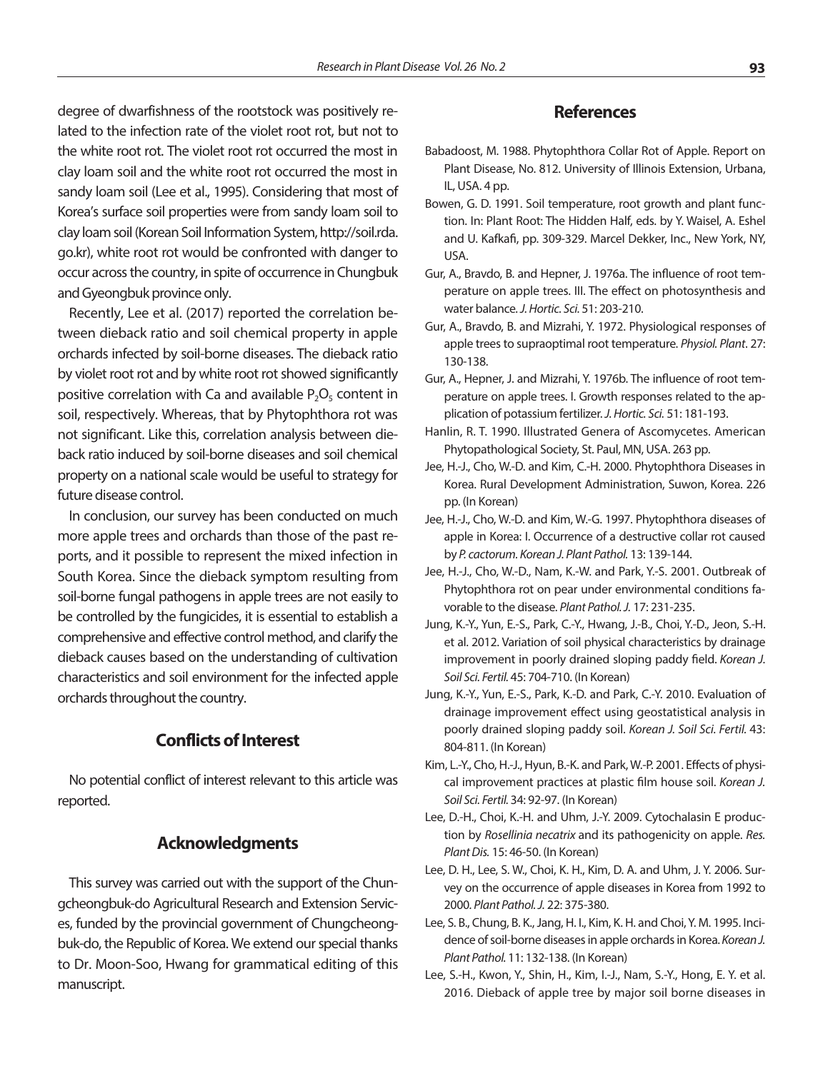degree of dwarfishness of the rootstock was positively related to the infection rate of the violet root rot, but not to the white root rot. The violet root rot occurred the most in clay loam soil and the white root rot occurred the most in sandy loam soil (Lee et al., 1995). Considering that most of Korea's surface soil properties were from sandy loam soil to clay loam soil (Korean Soil Information System, http://soil.rda.go.kr), white root rot would be confronted with danger to occur across the country, in spite of occurrence in Chungbuk and Gyeongbuk province only.

Recently, Lee et al. (2017) reported the correlation between dieback ratio and soil chemical property in apple orchards infected by soil-borne diseases. The dieback ratio by violet root rot and by white root rot showed significantly positive correlation with Ca and available $P_2O_5$ content in soil, respectively. Whereas, that by Phytophthora rot was not significant. Like this, correlation analysis between dieback ratio induced by soil-borne diseases and soil chemical property on a national scale would be useful to strategy for future disease control.

In conclusion, our survey has been conducted on much more apple trees and orchards than those of the past reports, and it possible to represent the mixed infection in South Korea. Since the dieback symptom resulting from soil-borne fungal pathogens in apple trees are not easily to be controlled by the fungicides, it is essential to establish a comprehensive and effective control method, and clarify the dieback causes based on the understanding of cultivation characteristics and soil environment for the infected apple orchards throughout the country.

## Conflicts of Interest

No potential conflict of interest relevant to this article was reported.

## Acknowledgments

This survey was carried out with the support of the Chungcheongbuk-do Agricultural Research and Extension Services, funded by the provincial government of Chungcheongbuk-do, the Republic of Korea. We extend our special thanks to Dr. Moon-Soo, Hwang for grammatical editing of this manuscript.

## References

Babadoost, M. 1988. Phytophthora Collar Rot of Apple. Report on Plant Disease, No. 812. University of Illinois Extension, Urbana, IL, USA. 4 pp.

Bowen, G. D. 1991. Soil temperature, root growth and plant function. In: Plant Root: The Hidden Half, eds. by Y. Waisel, A. Eshel and U. Kafkafi, pp. 309-329. Marcel Dekker, Inc., New York, NY, USA.

Gur, A., Bravdo, B. and Hepner, J. 1976a. The influence of root temperature on apple trees. III. The effect on photosynthesis and water balance. *J. Hortic. Sci.* 51: 203-210.

Gur, A., Bravdo, B. and Mizrahi, Y. 1972. Physiological responses of apple trees to supraoptimal root temperature. *Physiol. Plant*. 27: 130-138.

Gur, A., Hepner, J. and Mizrahi, Y. 1976b. The influence of root temperature on apple trees. I. Growth responses related to the application of potassium fertilizer. *J. Hortic. Sci.* 51: 181-193.

Hanlin, R. T. 1990. Illustrated Genera of Ascomycetes. American Phytopathological Society, St. Paul, MN, USA. 263 pp.

Jee, H.-J., Cho, W.-D. and Kim, C.-H. 2000. Phytophthora Diseases in Korea. Rural Development Administration, Suwon, Korea. 226 pp. (In Korean)

Jee, H.-J., Cho, W.-D. and Kim, W.-G. 1997. Phytophthora diseases of apple in Korea: I. Occurrence of a destructive collar rot caused by *P. cactorum*. *Korean J. Plant Pathol.* 13: 139-144.

Jee, H.-J., Cho, W.-D., Nam, K.-W. and Park, Y.-S. 2001. Outbreak of Phytophthora rot on pear under environmental conditions favorable to the disease. *Plant Pathol. J.* 17: 231-235.

Jung, K.-Y., Yun, E.-S., Park, C.-Y., Hwang, J.-B., Choi, Y.-D., Jeon, S.-H. et al. 2012. Variation of soil physical characteristics by drainage improvement in poorly drained sloping paddy field. *Korean J. Soil Sci. Fertil.* 45: 704-710. (In Korean)

Jung, K.-Y., Yun, E.-S., Park, K.-D. and Park, C.-Y. 2010. Evaluation of drainage improvement effect using geostatistical analysis in poorly drained sloping paddy soil. *Korean J. Soil Sci. Fertil.* 43: 804-811. (In Korean)

Kim, L.-Y., Cho, H.-J., Hyun, B.-K. and Park, W.-P. 2001. Effects of physical improvement practices at plastic film house soil. *Korean J. Soil Sci. Fertil.* 34: 92-97. (In Korean)

Lee, D.-H., Choi, K.-H. and Uhm, J.-Y. 2009. Cytochalasin E production by *Rosellinia necatrix* and its pathogenicity on apple. *Res. Plant Dis.* 15: 46-50. (In Korean)

Lee, D. H., Lee, S. W., Choi, K. H., Kim, D. A. and Uhm, J. Y. 2006. Survey on the occurrence of apple diseases in Korea from 1992 to 2000. *Plant Pathol. J.* 22: 375-380.

Lee, S. B., Chung, B. K., Jang, H. I., Kim, K. H. and Choi, Y. M. 1995. Incidence of soil-borne diseases in apple orchards in Korea. *Korean J. Plant Pathol.* 11: 132-138. (In Korean)

Lee, S.-H., Kwon, Y., Shin, H., Kim, I.-J., Nam, S.-Y., Hong, E. Y. et al. 2016. Dieback of apple tree by major soil borne diseases in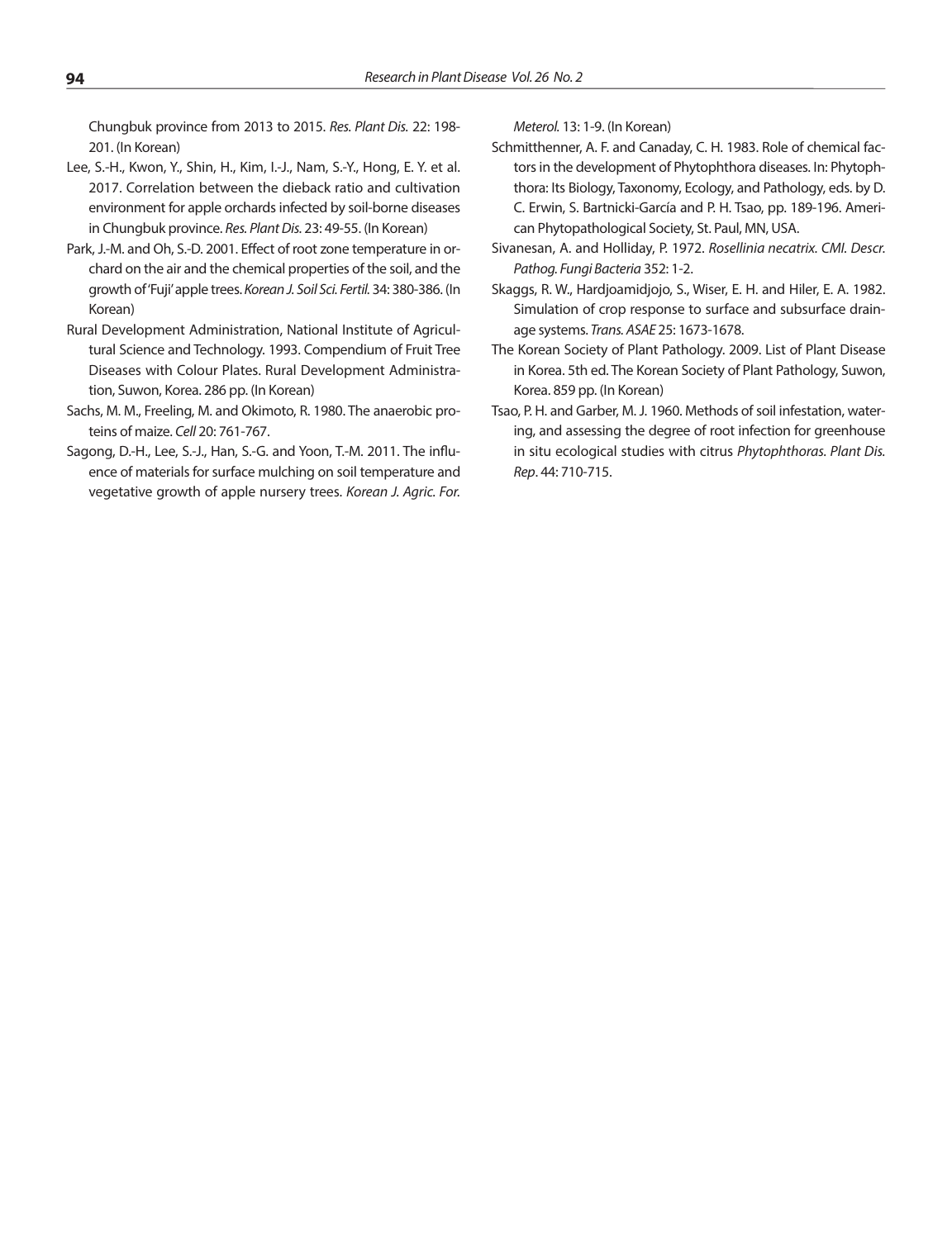Chungbuk province from 2013 to 2015. *Res. Plant Dis.* 22: 198-201. (In Korean)

Lee, S.-H., Kwon, Y., Shin, H., Kim, I.-J., Nam, S.-Y., Hong, E. Y. et al. 2017. Correlation between the dieback ratio and cultivation environment for apple orchards infected by soil-borne diseases in Chungbuk province. *Res. Plant Dis.* 23: 49-55. (In Korean)

Park, J.-M. and Oh, S.-D. 2001. Effect of root zone temperature in orchard on the air and the chemical properties of the soil, and the growth of 'Fuji' apple trees. *Korean J. Soil Sci. Fertil.* 34: 380-386. (In Korean)

Rural Development Administration, National Institute of Agricultural Science and Technology. 1993. Compendium of Fruit Tree Diseases with Colour Plates. Rural Development Administration, Suwon, Korea. 286 pp. (In Korean)

Sachs, M. M., Freeling, M. and Okimoto, R. 1980. The anaerobic proteins of maize. *Cell* 20: 761-767.

Sagong, D.-H., Lee, S.-J., Han, S.-G. and Yoon, T.-M. 2011. The influence of materials for surface mulching on soil temperature and vegetative growth of apple nursery trees. *Korean J. Agric. For. Meterol.* 13: 1-9. (In Korean)

Schmitthenner, A. F. and Canaday, C. H. 1983. Role of chemical factors in the development of Phytophthora diseases. In: Phytophthora: Its Biology, Taxonomy, Ecology, and Pathology, eds. by D. C. Erwin, S. Bartnicki-García and P. H. Tsao, pp. 189-196. American Phytopathological Society, St. Paul, MN, USA.

Sivanesan, A. and Holliday, P. 1972. *Rosellinia necatrix. CMI. Descr. Pathog. Fungi Bacteria* 352: 1-2.

Skaggs, R. W., Hardjoamidjojo, S., Wiser, E. H. and Hiler, E. A. 1982. Simulation of crop response to surface and subsurface drainage systems. *Trans. ASAE* 25: 1673-1678.

The Korean Society of Plant Pathology. 2009. List of Plant Disease in Korea. 5th ed. The Korean Society of Plant Pathology, Suwon, Korea. 859 pp. (In Korean)

Tsao, P. H. and Garber, M. J. 1960. Methods of soil infestation, watering, and assessing the degree of root infection for greenhouse in situ ecological studies with citrus *Phytophthoras*. *Plant Dis. Rep*. 44: 710-715.